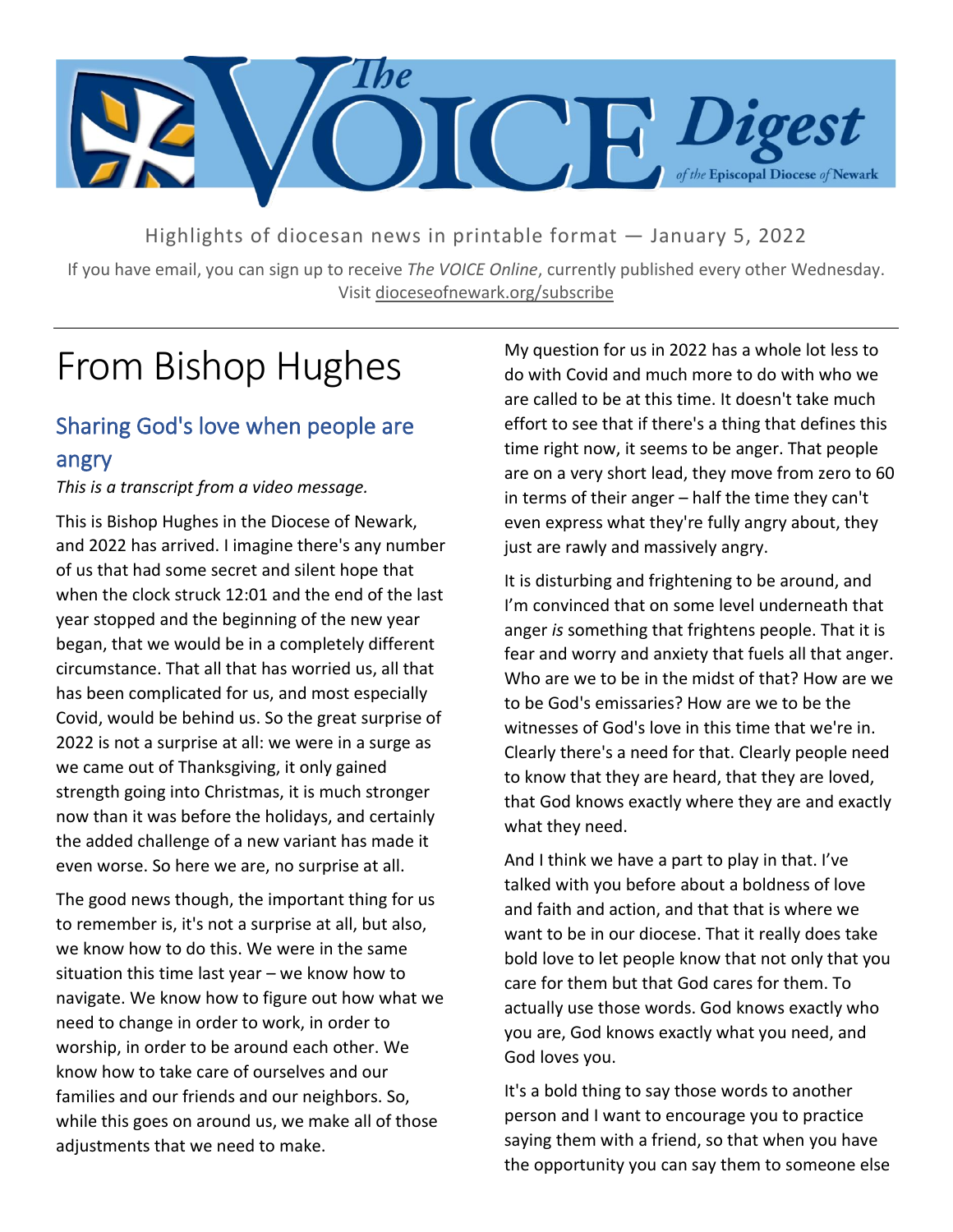# The VOICE Digest of the Episcopal Diocese of Newark

Highlights of diocesan news in printable format — January 5, 2022

If you have email, you can sign up to receive *The VOICE Online*, currently published every other Wednesday. Visit dioceseofnewark.org/subscribe

# From Bishop Hughes

## Sharing God's love when people are angry

*This is a transcript from a video message.*

This is Bishop Hughes in the Diocese of Newark, and 2022 has arrived. I imagine there's any number of us that had some secret and silent hope that when the clock struck 12:01 and the end of the last year stopped and the beginning of the new year began, that we would be in a completely different circumstance. That all that has worried us, all that has been complicated for us, and most especially Covid, would be behind us. So the great surprise of 2022 is not a surprise at all: we were in a surge as we came out of Thanksgiving, it only gained strength going into Christmas, it is much stronger now than it was before the holidays, and certainly the added challenge of a new variant has made it even worse. So here we are, no surprise at all.

The good news though, the important thing for us to remember is, it's not a surprise at all, but also, we know how to do this. We were in the same situation this time last year – we know how to navigate. We know how to figure out how what we need to change in order to work, in order to worship, in order to be around each other. We know how to take care of ourselves and our families and our friends and our neighbors. So, while this goes on around us, we make all of those adjustments that we need to make.

My question for us in 2022 has a whole lot less to do with Covid and much more to do with who we are called to be at this time. It doesn't take much effort to see that if there's a thing that defines this time right now, it seems to be anger. That people are on a very short lead, they move from zero to 60 in terms of their anger – half the time they can't even express what they're fully angry about, they just are rawly and massively angry.

It is disturbing and frightening to be around, and I'm convinced that on some level underneath that anger *is* something that frightens people. That it is fear and worry and anxiety that fuels all that anger. Who are we to be in the midst of that? How are we to be God's emissaries? How are we to be the witnesses of God's love in this time that we're in. Clearly there's a need for that. Clearly people need to know that they are heard, that they are loved, that God knows exactly where they are and exactly what they need.

And I think we have a part to play in that. I've talked with you before about a boldness of love and faith and action, and that that is where we want to be in our diocese. That it really does take bold love to let people know that not only that you care for them but that God cares for them. To actually use those words. God knows exactly who you are, God knows exactly what you need, and God loves you.

It's a bold thing to say those words to another person and I want to encourage you to practice saying them with a friend, so that when you have the opportunity you can say them to someone else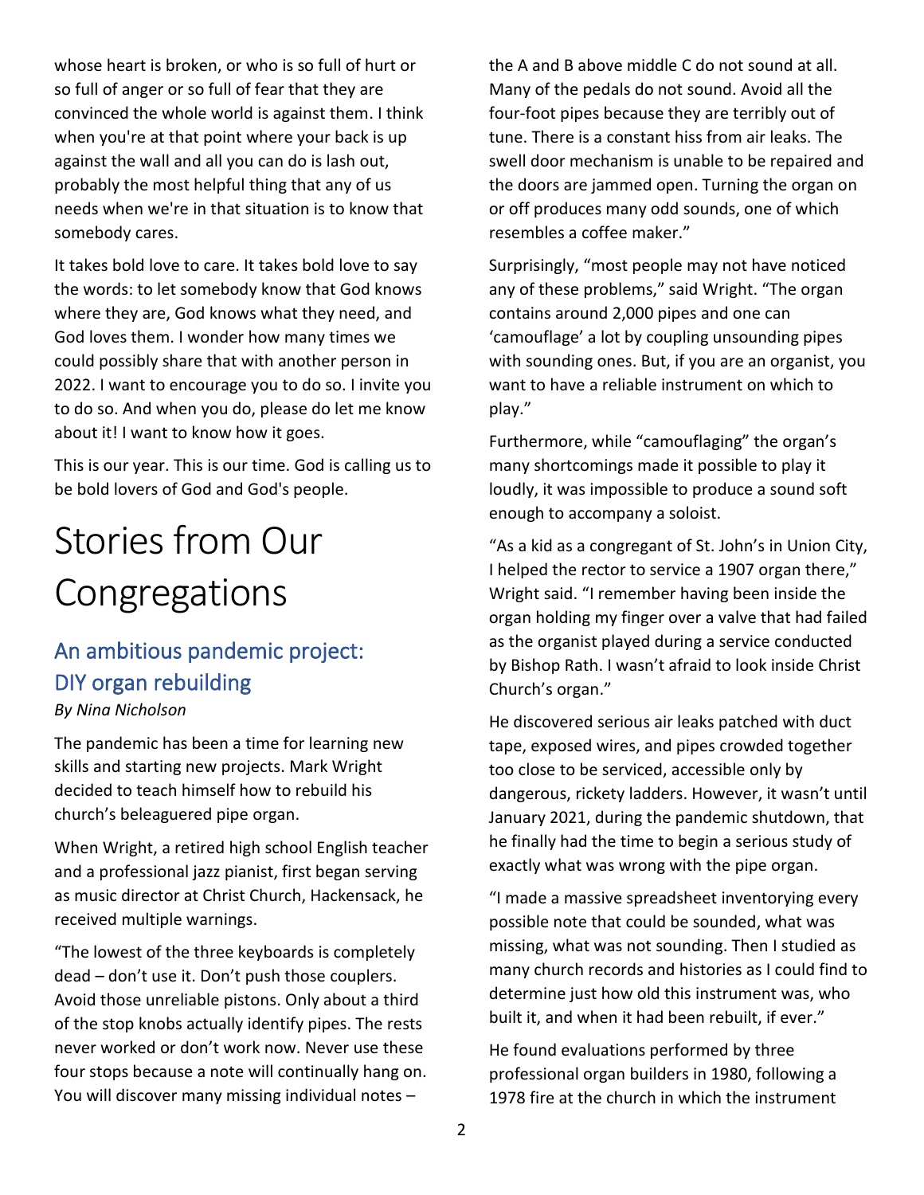whose heart is broken, or who is so full of hurt or so full of anger or so full of fear that they are convinced the whole world is against them. I think when you're at that point where your back is up against the wall and all you can do is lash out, probably the most helpful thing that any of us needs when we're in that situation is to know that somebody cares.

It takes bold love to care. It takes bold love to say the words: to let somebody know that God knows where they are, God knows what they need, and God loves them. I wonder how many times we could possibly share that with another person in 2022. I want to encourage you to do so. I invite you to do so. And when you do, please do let me know about it! I want to know how it goes.

This is our year. This is our time. God is calling us to be bold lovers of God and God's people.

# Stories from Our Congregations

## An ambitious pandemic project: DIY organ rebuilding

*By Nina Nicholson*

The pandemic has been a time for learning new skills and starting new projects. Mark Wright decided to teach himself how to rebuild his church's beleaguered pipe organ.

When Wright, a retired high school English teacher and a professional jazz pianist, first began serving as music director at Christ Church, Hackensack, he received multiple warnings.

"The lowest of the three keyboards is completely dead – don't use it. Don't push those couplers. Avoid those unreliable pistons. Only about a third of the stop knobs actually identify pipes. The rests never worked or don't work now. Never use these four stops because a note will continually hang on. You will discover many missing individual notes – the A and B above middle C do not sound at all. Many of the pedals do not sound. Avoid all the four-foot pipes because they are terribly out of tune. There is a constant hiss from air leaks. The swell door mechanism is unable to be repaired and the doors are jammed open. Turning the organ on or off produces many odd sounds, one of which resembles a coffee maker."

Surprisingly, "most people may not have noticed any of these problems," said Wright. "The organ contains around 2,000 pipes and one can 'camouflage' a lot by coupling unsounding pipes with sounding ones. But, if you are an organist, you want to have a reliable instrument on which to play."

Furthermore, while "camouflaging" the organ's many shortcomings made it possible to play it loudly, it was impossible to produce a sound soft enough to accompany a soloist.

"As a kid as a congregant of St. John's in Union City, I helped the rector to service a 1907 organ there," Wright said. "I remember having been inside the organ holding my finger over a valve that had failed as the organist played during a service conducted by Bishop Rath. I wasn't afraid to look inside Christ Church's organ."

He discovered serious air leaks patched with duct tape, exposed wires, and pipes crowded together too close to be serviced, accessible only by dangerous, rickety ladders. However, it wasn't until January 2021, during the pandemic shutdown, that he finally had the time to begin a serious study of exactly what was wrong with the pipe organ.

"I made a massive spreadsheet inventorying every possible note that could be sounded, what was missing, what was not sounding. Then I studied as many church records and histories as I could find to determine just how old this instrument was, who built it, and when it had been rebuilt, if ever."

He found evaluations performed by three professional organ builders in 1980, following a 1978 fire at the church in which the instrument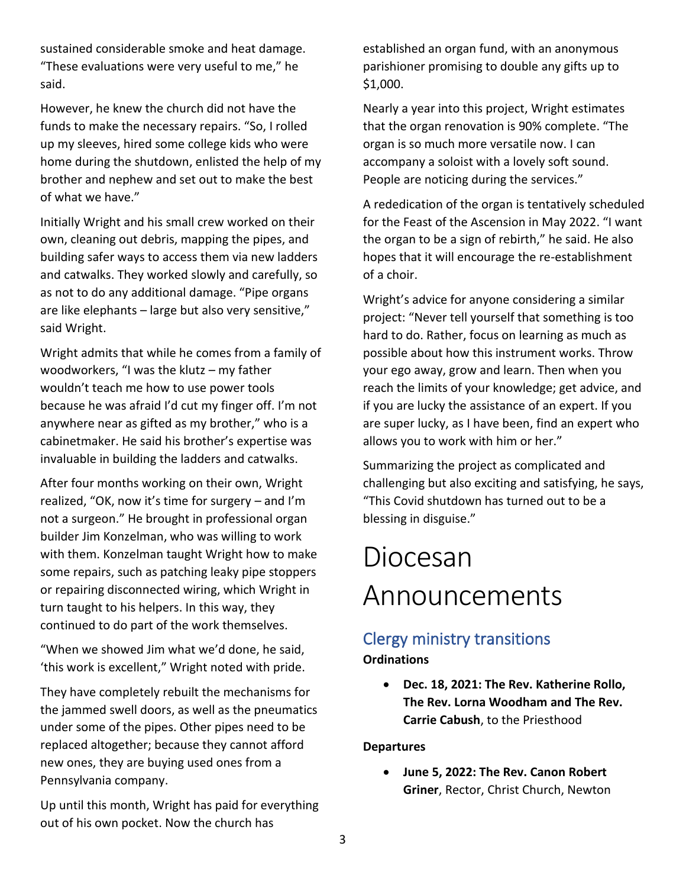sustained considerable smoke and heat damage. "These evaluations were very useful to me," he said.

However, he knew the church did not have the funds to make the necessary repairs. "So, I rolled up my sleeves, hired some college kids who were home during the shutdown, enlisted the help of my brother and nephew and set out to make the best of what we have."

Initially Wright and his small crew worked on their own, cleaning out debris, mapping the pipes, and building safer ways to access them via new ladders and catwalks. They worked slowly and carefully, so as not to do any additional damage. "Pipe organs are like elephants – large but also very sensitive," said Wright.

Wright admits that while he comes from a family of woodworkers, "I was the klutz – my father wouldn't teach me how to use power tools because he was afraid I'd cut my finger off. I'm not anywhere near as gifted as my brother," who is a cabinetmaker. He said his brother's expertise was invaluable in building the ladders and catwalks.

After four months working on their own, Wright realized, "OK, now it's time for surgery – and I'm not a surgeon." He brought in professional organ builder Jim Konzelman, who was willing to work with them. Konzelman taught Wright how to make some repairs, such as patching leaky pipe stoppers or repairing disconnected wiring, which Wright in turn taught to his helpers. In this way, they continued to do part of the work themselves.

"When we showed Jim what we'd done, he said, 'this work is excellent," Wright noted with pride.

They have completely rebuilt the mechanisms for the jammed swell doors, as well as the pneumatics under some of the pipes. Other pipes need to be replaced altogether; because they cannot afford new ones, they are buying used ones from a Pennsylvania company.

Up until this month, Wright has paid for everything out of his own pocket. Now the church has established an organ fund, with an anonymous parishioner promising to double any gifts up to $1,000.

Nearly a year into this project, Wright estimates that the organ renovation is 90% complete. "The organ is so much more versatile now. I can accompany a soloist with a lovely soft sound. People are noticing during the services."

A rededication of the organ is tentatively scheduled for the Feast of the Ascension in May 2022. "I want the organ to be a sign of rebirth," he said. He also hopes that it will encourage the re-establishment of a choir.

Wright's advice for anyone considering a similar project: "Never tell yourself that something is too hard to do. Rather, focus on learning as much as possible about how this instrument works. Throw your ego away, grow and learn. Then when you reach the limits of your knowledge; get advice, and if you are lucky the assistance of an expert. If you are super lucky, as I have been, find an expert who allows you to work with him or her."

Summarizing the project as complicated and challenging but also exciting and satisfying, he says, "This Covid shutdown has turned out to be a blessing in disguise."

# Diocesan Announcements

## Clergy ministry transitions

**Ordinations**

- **Dec. 18, 2021: The Rev. Katherine Rollo, The Rev. Lorna Woodham and The Rev. Carrie Cabush**, to the Priesthood

**Departures**

- **June 5, 2022: The Rev. Canon Robert Griner**, Rector, Christ Church, Newton